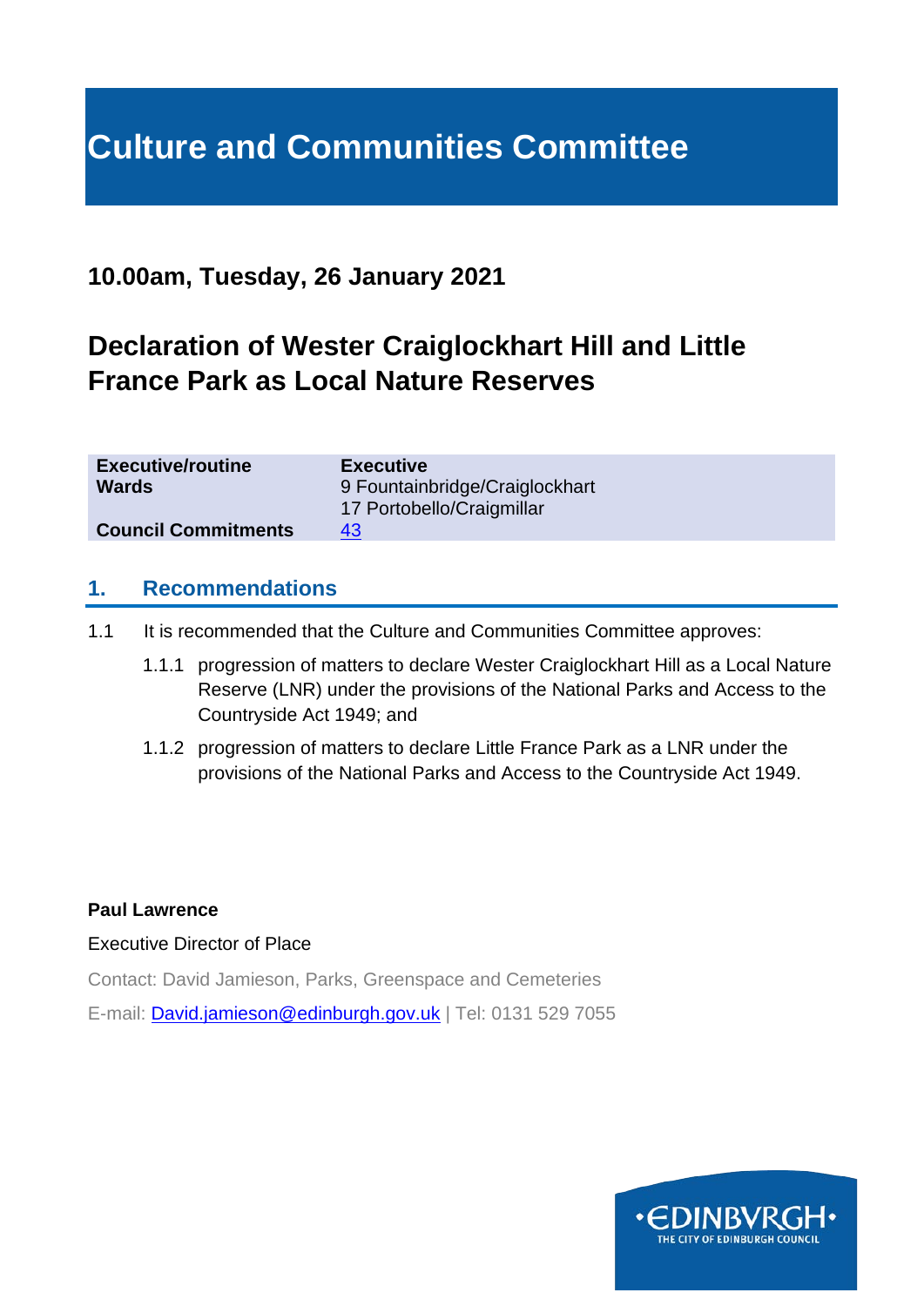# Culture and Communities Committee

## 10.00am, Tuesday, 26 January 2021

## Declaration of Wester Craiglockhart Hill and Little France Park as Local Nature Reserves

| | |
|---|---|
| **Executive/routine** | **Executive** |
| **Wards** | 9 Fountainbridge/Craiglockhart<br>17 Portobello/Craigmillar |
| **Council Commitments** | 43 |

### 1. Recommendations

1.1 It is recommended that the Culture and Communities Committee approves:

1.1.1 progression of matters to declare Wester Craiglockhart Hill as a Local Nature Reserve (LNR) under the provisions of the National Parks and Access to the Countryside Act 1949; and

1.1.2 progression of matters to declare Little France Park as a LNR under the provisions of the National Parks and Access to the Countryside Act 1949.

**Paul Lawrence**

Executive Director of Place

Contact: David Jamieson, Parks, Greenspace and Cemeteries

E-mail: David.jamieson@edinburgh.gov.uk | Tel: 0131 529 7055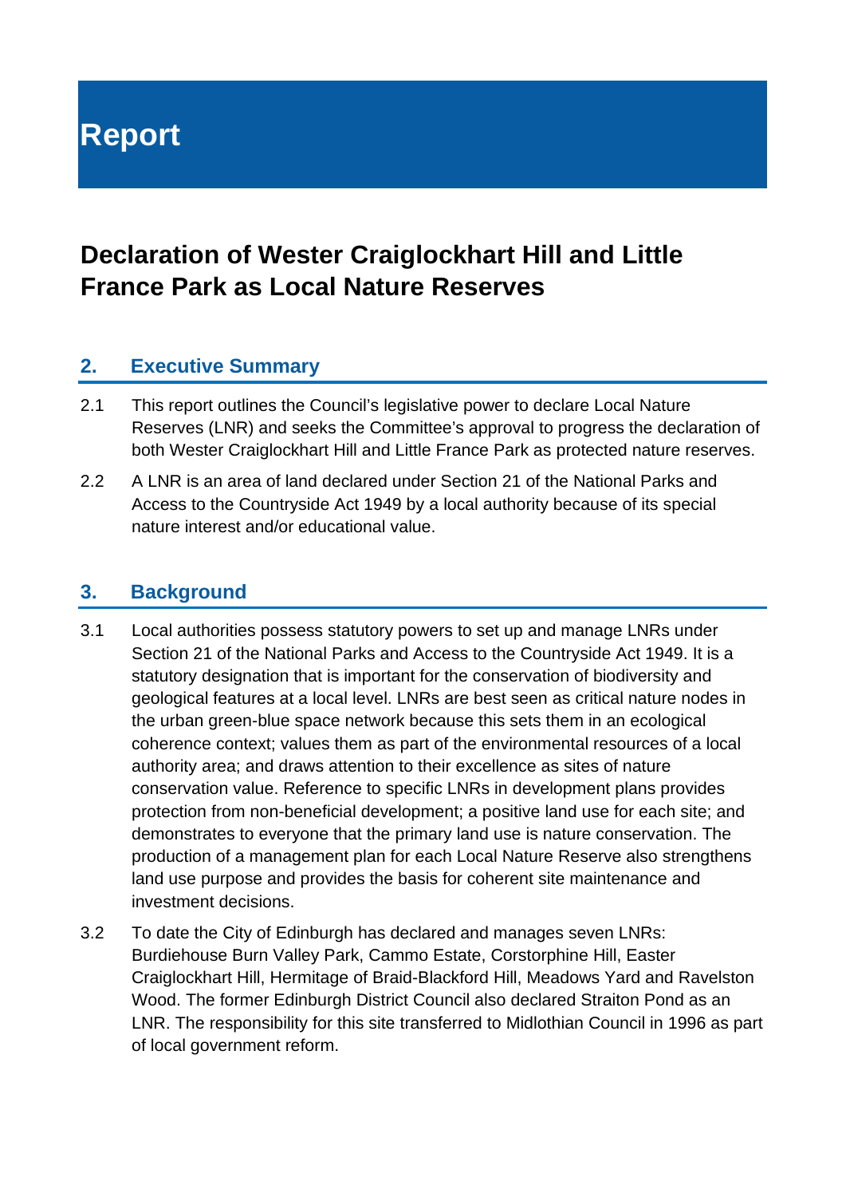# Report

## Declaration of Wester Craiglockhart Hill and Little France Park as Local Nature Reserves

### 2. Executive Summary

2.1 This report outlines the Council's legislative power to declare Local Nature Reserves (LNR) and seeks the Committee's approval to progress the declaration of both Wester Craiglockhart Hill and Little France Park as protected nature reserves.

2.2 A LNR is an area of land declared under Section 21 of the National Parks and Access to the Countryside Act 1949 by a local authority because of its special nature interest and/or educational value.

### 3. Background

3.1 Local authorities possess statutory powers to set up and manage LNRs under Section 21 of the National Parks and Access to the Countryside Act 1949. It is a statutory designation that is important for the conservation of biodiversity and geological features at a local level. LNRs are best seen as critical nature nodes in the urban green-blue space network because this sets them in an ecological coherence context; values them as part of the environmental resources of a local authority area; and draws attention to their excellence as sites of nature conservation value. Reference to specific LNRs in development plans provides protection from non-beneficial development; a positive land use for each site; and demonstrates to everyone that the primary land use is nature conservation. The production of a management plan for each Local Nature Reserve also strengthens land use purpose and provides the basis for coherent site maintenance and investment decisions.

3.2 To date the City of Edinburgh has declared and manages seven LNRs: Burdiehouse Burn Valley Park, Cammo Estate, Corstorphine Hill, Easter Craiglockhart Hill, Hermitage of Braid-Blackford Hill, Meadows Yard and Ravelston Wood. The former Edinburgh District Council also declared Straiton Pond as an LNR. The responsibility for this site transferred to Midlothian Council in 1996 as part of local government reform.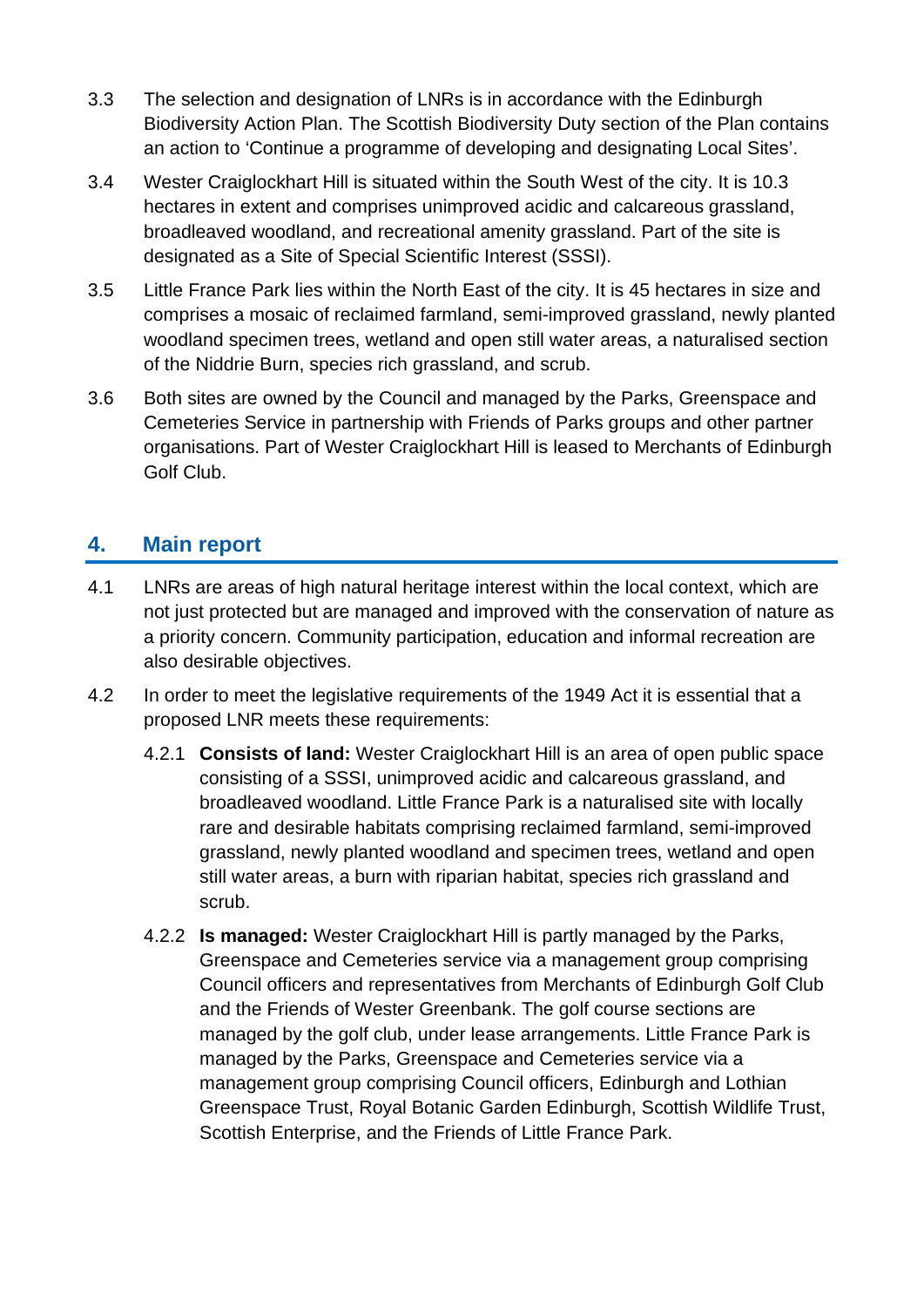3.3 The selection and designation of LNRs is in accordance with the Edinburgh Biodiversity Action Plan. The Scottish Biodiversity Duty section of the Plan contains an action to 'Continue a programme of developing and designating Local Sites'.

3.4 Wester Craiglockhart Hill is situated within the South West of the city. It is 10.3 hectares in extent and comprises unimproved acidic and calcareous grassland, broadleaved woodland, and recreational amenity grassland. Part of the site is designated as a Site of Special Scientific Interest (SSSI).

3.5 Little France Park lies within the North East of the city. It is 45 hectares in size and comprises a mosaic of reclaimed farmland, semi-improved grassland, newly planted woodland specimen trees, wetland and open still water areas, a naturalised section of the Niddrie Burn, species rich grassland, and scrub.

3.6 Both sites are owned by the Council and managed by the Parks, Greenspace and Cemeteries Service in partnership with Friends of Parks groups and other partner organisations. Part of Wester Craiglockhart Hill is leased to Merchants of Edinburgh Golf Club.

## 4. Main report

4.1 LNRs are areas of high natural heritage interest within the local context, which are not just protected but are managed and improved with the conservation of nature as a priority concern. Community participation, education and informal recreation are also desirable objectives.

4.2 In order to meet the legislative requirements of the 1949 Act it is essential that a proposed LNR meets these requirements:

4.2.1 **Consists of land:** Wester Craiglockhart Hill is an area of open public space consisting of a SSSI, unimproved acidic and calcareous grassland, and broadleaved woodland. Little France Park is a naturalised site with locally rare and desirable habitats comprising reclaimed farmland, semi-improved grassland, newly planted woodland and specimen trees, wetland and open still water areas, a burn with riparian habitat, species rich grassland and scrub.

4.2.2 **Is managed:** Wester Craiglockhart Hill is partly managed by the Parks, Greenspace and Cemeteries service via a management group comprising Council officers and representatives from Merchants of Edinburgh Golf Club and the Friends of Wester Greenbank. The golf course sections are managed by the golf club, under lease arrangements. Little France Park is managed by the Parks, Greenspace and Cemeteries service via a management group comprising Council officers, Edinburgh and Lothian Greenspace Trust, Royal Botanic Garden Edinburgh, Scottish Wildlife Trust, Scottish Enterprise, and the Friends of Little France Park.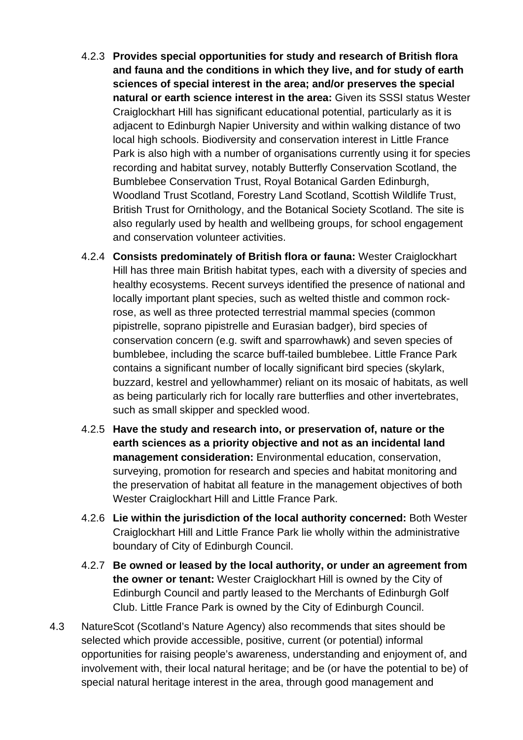4.2.3 **Provides special opportunities for study and research of British flora and fauna and the conditions in which they live, and for study of earth sciences of special interest in the area; and/or preserves the special natural or earth science interest in the area:** Given its SSSI status Wester Craiglockhart Hill has significant educational potential, particularly as it is adjacent to Edinburgh Napier University and within walking distance of two local high schools. Biodiversity and conservation interest in Little France Park is also high with a number of organisations currently using it for species recording and habitat survey, notably Butterfly Conservation Scotland, the Bumblebee Conservation Trust, Royal Botanical Garden Edinburgh, Woodland Trust Scotland, Forestry Land Scotland, Scottish Wildlife Trust, British Trust for Ornithology, and the Botanical Society Scotland. The site is also regularly used by health and wellbeing groups, for school engagement and conservation volunteer activities.

4.2.4 **Consists predominately of British flora or fauna:** Wester Craiglockhart Hill has three main British habitat types, each with a diversity of species and healthy ecosystems. Recent surveys identified the presence of national and locally important plant species, such as welted thistle and common rock-rose, as well as three protected terrestrial mammal species (common pipistrelle, soprano pipistrelle and Eurasian badger), bird species of conservation concern (e.g. swift and sparrowhawk) and seven species of bumblebee, including the scarce buff-tailed bumblebee. Little France Park contains a significant number of locally significant bird species (skylark, buzzard, kestrel and yellowhammer) reliant on its mosaic of habitats, as well as being particularly rich for locally rare butterflies and other invertebrates, such as small skipper and speckled wood.

4.2.5 **Have the study and research into, or preservation of, nature or the earth sciences as a priority objective and not as an incidental land management consideration:** Environmental education, conservation, surveying, promotion for research and species and habitat monitoring and the preservation of habitat all feature in the management objectives of both Wester Craiglockhart Hill and Little France Park.

4.2.6 **Lie within the jurisdiction of the local authority concerned:** Both Wester Craiglockhart Hill and Little France Park lie wholly within the administrative boundary of City of Edinburgh Council.

4.2.7 **Be owned or leased by the local authority, or under an agreement from the owner or tenant:** Wester Craiglockhart Hill is owned by the City of Edinburgh Council and partly leased to the Merchants of Edinburgh Golf Club. Little France Park is owned by the City of Edinburgh Council.

4.3 NatureScot (Scotland's Nature Agency) also recommends that sites should be selected which provide accessible, positive, current (or potential) informal opportunities for raising people's awareness, understanding and enjoyment of, and involvement with, their local natural heritage; and be (or have the potential to be) of special natural heritage interest in the area, through good management and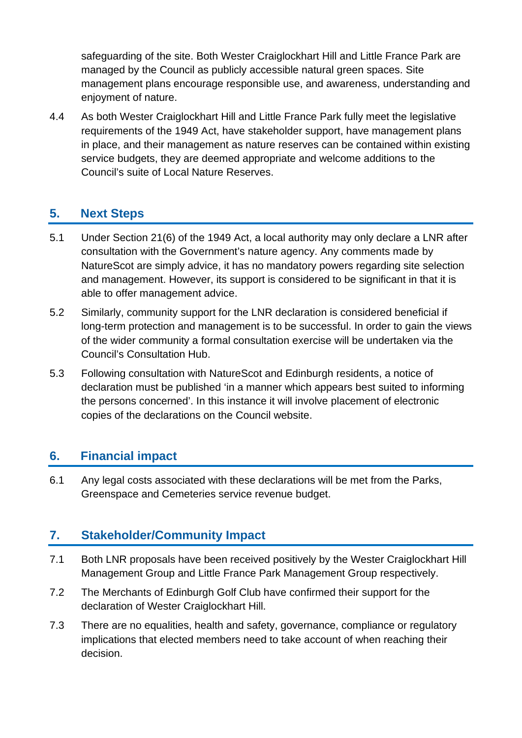safeguarding of the site. Both Wester Craiglockhart Hill and Little France Park are managed by the Council as publicly accessible natural green spaces. Site management plans encourage responsible use, and awareness, understanding and enjoyment of nature.

4.4 As both Wester Craiglockhart Hill and Little France Park fully meet the legislative requirements of the 1949 Act, have stakeholder support, have management plans in place, and their management as nature reserves can be contained within existing service budgets, they are deemed appropriate and welcome additions to the Council's suite of Local Nature Reserves.

## 5. Next Steps

5.1 Under Section 21(6) of the 1949 Act, a local authority may only declare a LNR after consultation with the Government's nature agency. Any comments made by NatureScot are simply advice, it has no mandatory powers regarding site selection and management. However, its support is considered to be significant in that it is able to offer management advice.

5.2 Similarly, community support for the LNR declaration is considered beneficial if long-term protection and management is to be successful. In order to gain the views of the wider community a formal consultation exercise will be undertaken via the Council's Consultation Hub.

5.3 Following consultation with NatureScot and Edinburgh residents, a notice of declaration must be published 'in a manner which appears best suited to informing the persons concerned'. In this instance it will involve placement of electronic copies of the declarations on the Council website.

## 6. Financial impact

6.1 Any legal costs associated with these declarations will be met from the Parks, Greenspace and Cemeteries service revenue budget.

## 7. Stakeholder/Community Impact

7.1 Both LNR proposals have been received positively by the Wester Craiglockhart Hill Management Group and Little France Park Management Group respectively.

7.2 The Merchants of Edinburgh Golf Club have confirmed their support for the declaration of Wester Craiglockhart Hill.

7.3 There are no equalities, health and safety, governance, compliance or regulatory implications that elected members need to take account of when reaching their decision.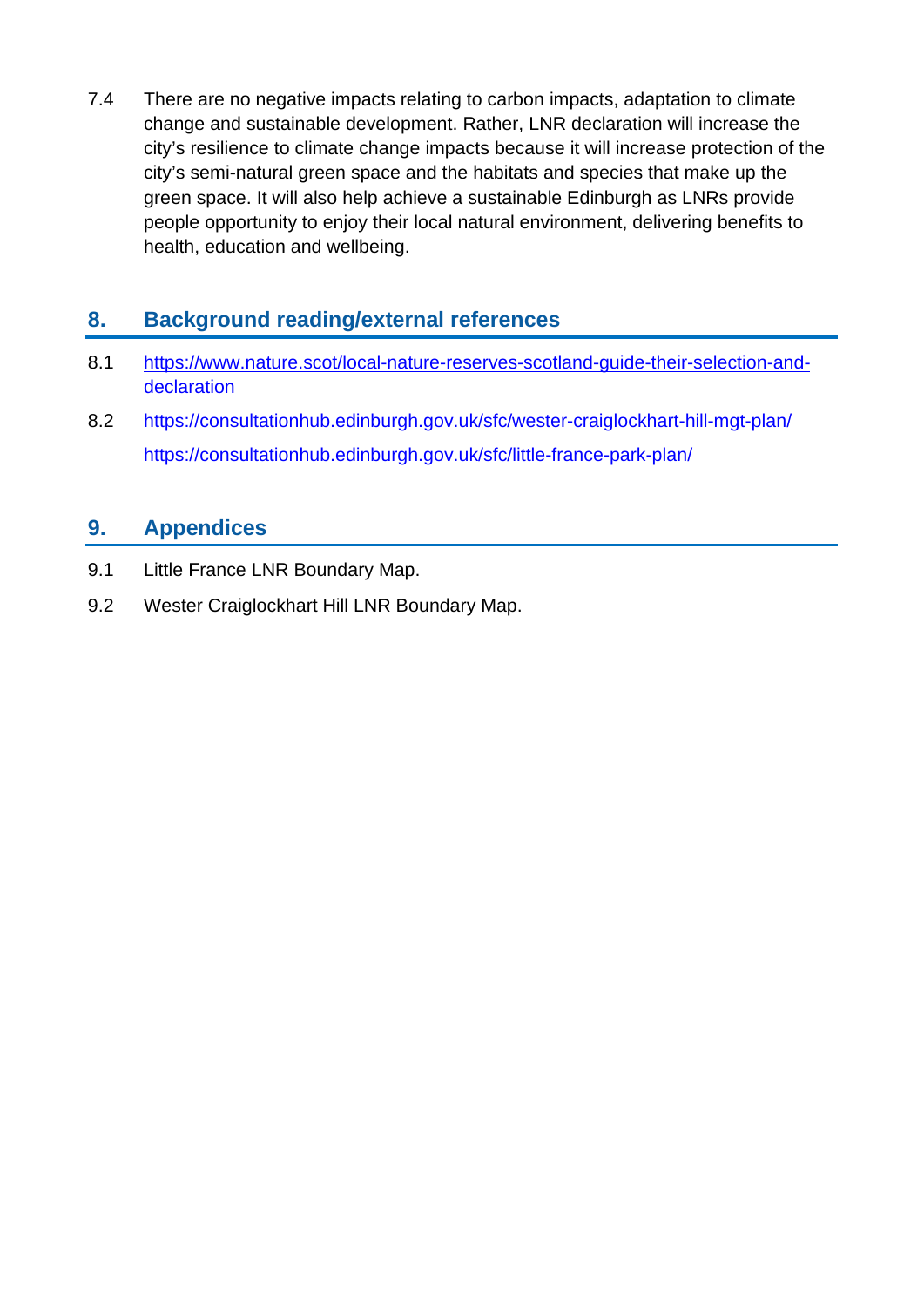7.4 There are no negative impacts relating to carbon impacts, adaptation to climate change and sustainable development. Rather, LNR declaration will increase the city's resilience to climate change impacts because it will increase protection of the city's semi-natural green space and the habitats and species that make up the green space. It will also help achieve a sustainable Edinburgh as LNRs provide people opportunity to enjoy their local natural environment, delivering benefits to health, education and wellbeing.

## 8. Background reading/external references

8.1 https://www.nature.scot/local-nature-reserves-scotland-guide-their-selection-and-declaration

8.2 https://consultationhub.edinburgh.gov.uk/sfc/wester-craiglockhart-hill-mgt-plan/

https://consultationhub.edinburgh.gov.uk/sfc/little-france-park-plan/

## 9. Appendices

9.1 Little France LNR Boundary Map.

9.2 Wester Craiglockhart Hill LNR Boundary Map.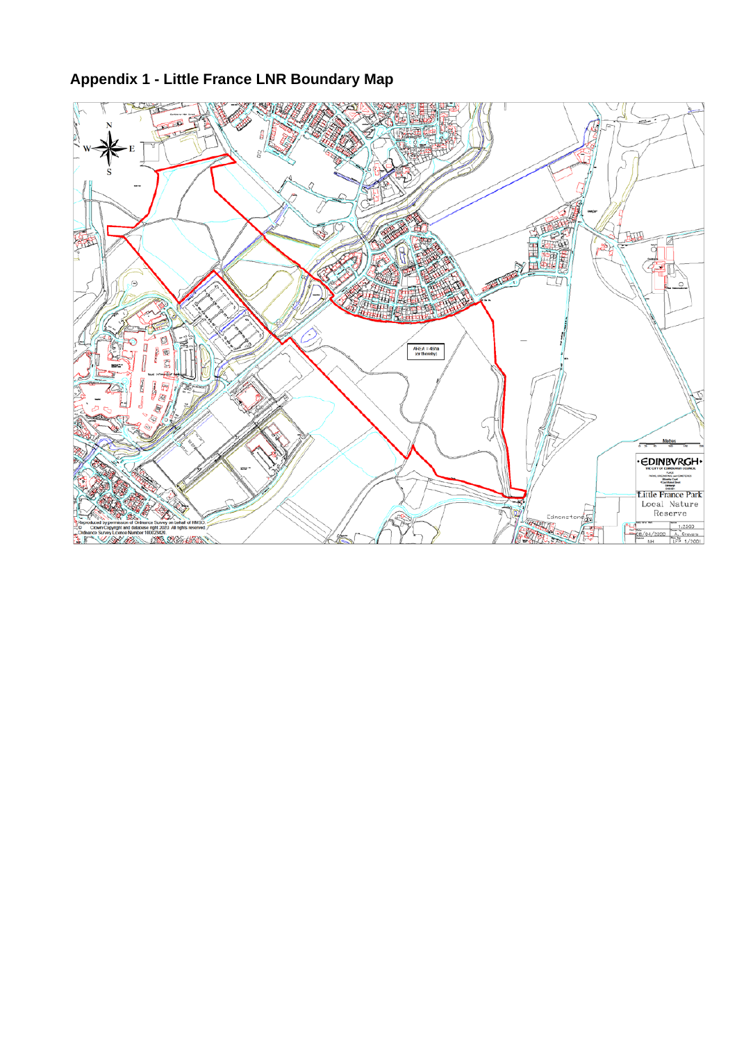## Appendix 1 - Little France LNR Boundary Map

N
W E
S

AREA = 46ha (or thereby)

EDINBVRGH
THE CITY OF EDINBURGH COUNCIL

Little France Park Local Nature Reserve

Edmonstone

Reproduced by permission of Ordnance Survey on behalf of HMSO
© Crown Copyright and database right 2020. All rights reserved.
Ordnance Survey Licence Number 100023420.

1:2500

08/04/2020

NH

LFP 1/2001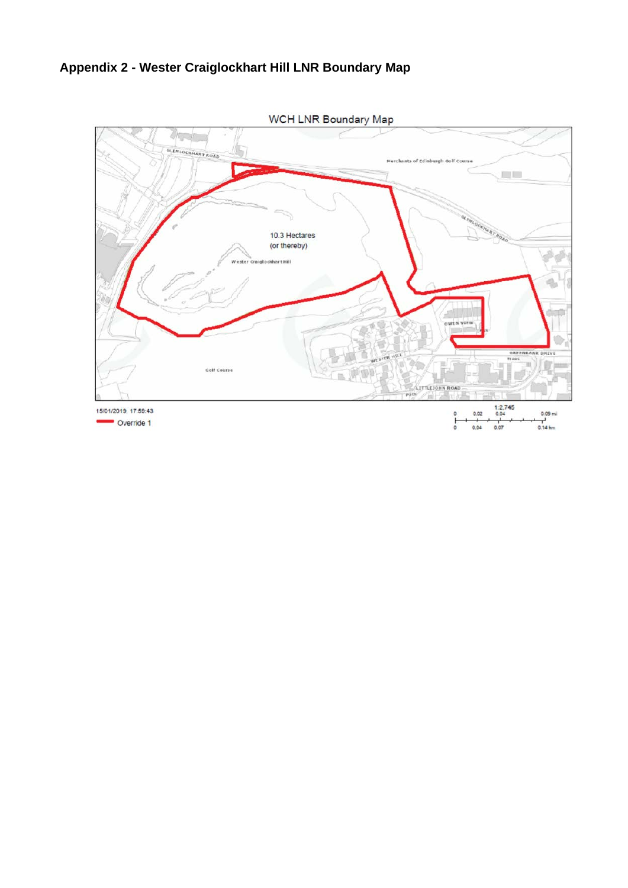# Appendix 2 - Wester Craiglockhart Hill LNR Boundary Map

WCH LNR Boundary Map

GLENLOCKHART ROAD

Merchants of Edinburgh Golf Course

GLENLOCKHART ROAD

10.3 Hectares
(or thereby)

Wester Craiglockhart Hill

OWEN VIEW

GREENBANK DRIVE

WESTER HILL

Golf Course

LITTLEJOHN ROAD

Path

15/01/2019, 17:59:43

Override 1

1:2,745

0 0.02 0.04 0.09 mi

0 0.04 0.07 0.14 km